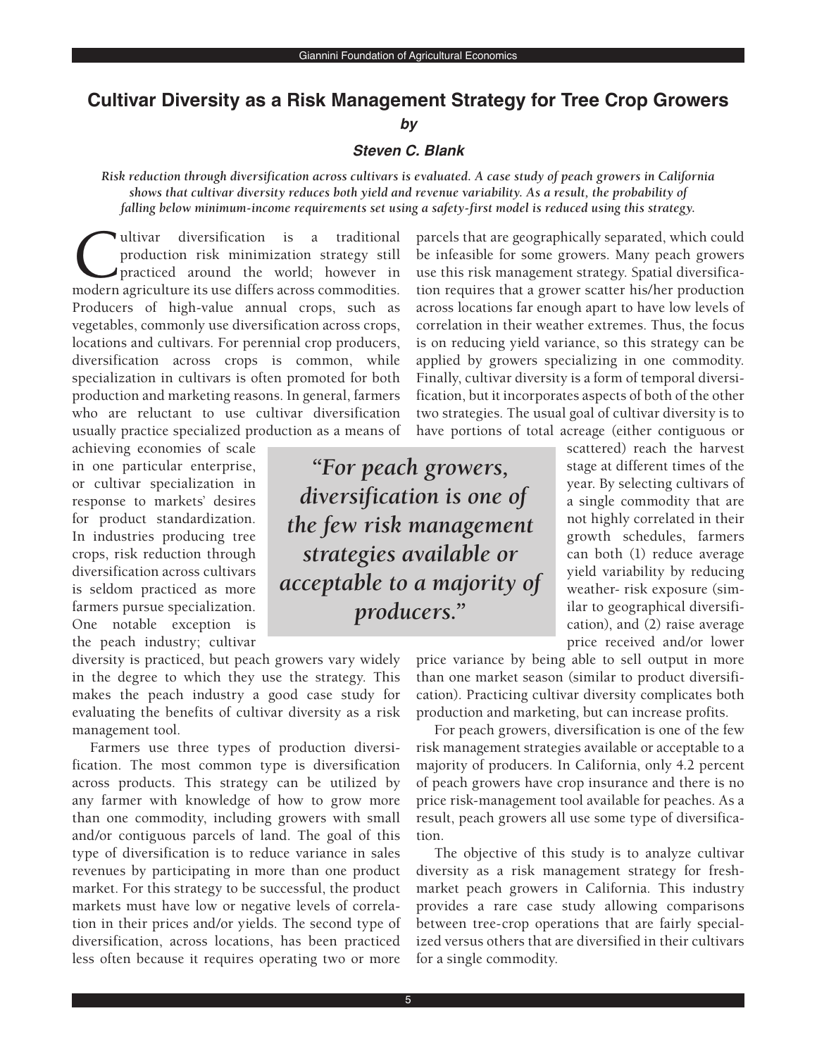# Cultivar Diversity as a Risk Management Strategy for Tree Crop Growers

***by***

***Steven C. Blank***

***Risk reduction through diversification across cultivars is evaluated. A case study of peach growers in California shows that cultivar diversity reduces both yield and revenue variability. As a result, the probability of falling below minimum-income requirements set using a safety-first model is reduced using this strategy.***

Cultivar diversification is a traditional production risk minimization strategy still practiced around the world; however in modern agriculture its use differs across commodities. Producers of high-value annual crops, such as vegetables, commonly use diversification across crops, locations and cultivars. For perennial crop producers, diversification across crops is common, while specialization in cultivars is often promoted for both production and marketing reasons. In general, farmers who are reluctant to use cultivar diversification usually practice specialized production as a means of achieving economies of scale in one particular enterprise, or cultivar specialization in response to markets' desires for product standardization. In industries producing tree crops, risk reduction through diversification across cultivars is seldom practiced as more farmers pursue specialization. One notable exception is the peach industry; cultivar diversity is practiced, but peach growers vary widely in the degree to which they use the strategy. This makes the peach industry a good case study for evaluating the benefits of cultivar diversity as a risk management tool.

Farmers use three types of production diversification. The most common type is diversification across products. This strategy can be utilized by any farmer with knowledge of how to grow more than one commodity, including growers with small and/or contiguous parcels of land. The goal of this type of diversification is to reduce variance in sales revenues by participating in more than one product market. For this strategy to be successful, the product markets must have low or negative levels of correlation in their prices and/or yields. The second type of diversification, across locations, has been practiced less often because it requires operating two or more parcels that are geographically separated, which could be infeasible for some growers. Many peach growers use this risk management strategy. Spatial diversification requires that a grower scatter his/her production across locations far enough apart to have low levels of correlation in their weather extremes. Thus, the focus is on reducing yield variance, so this strategy can be applied by growers specializing in one commodity. Finally, cultivar diversity is a form of temporal diversification, but it incorporates aspects of both of the other two strategies. The usual goal of cultivar diversity is to have portions of total acreage (either contiguous or scattered) reach the harvest stage at different times of the year. By selecting cultivars of a single commodity that are not highly correlated in their growth schedules, farmers can both (1) reduce average yield variability by reducing weather- risk exposure (similar to geographical diversification), and (2) raise average price received and/or lower price variance by being able to sell output in more than one market season (similar to product diversification). Practicing cultivar diversity complicates both production and marketing, but can increase profits.

> *"For peach growers, diversification is one of the few risk management strategies available or acceptable to a majority of producers."*

For peach growers, diversification is one of the few risk management strategies available or acceptable to a majority of producers. In California, only 4.2 percent of peach growers have crop insurance and there is no price risk-management tool available for peaches. As a result, peach growers all use some type of diversification.

The objective of this study is to analyze cultivar diversity as a risk management strategy for fresh-market peach growers in California. This industry provides a rare case study allowing comparisons between tree-crop operations that are fairly specialized versus others that are diversified in their cultivars for a single commodity.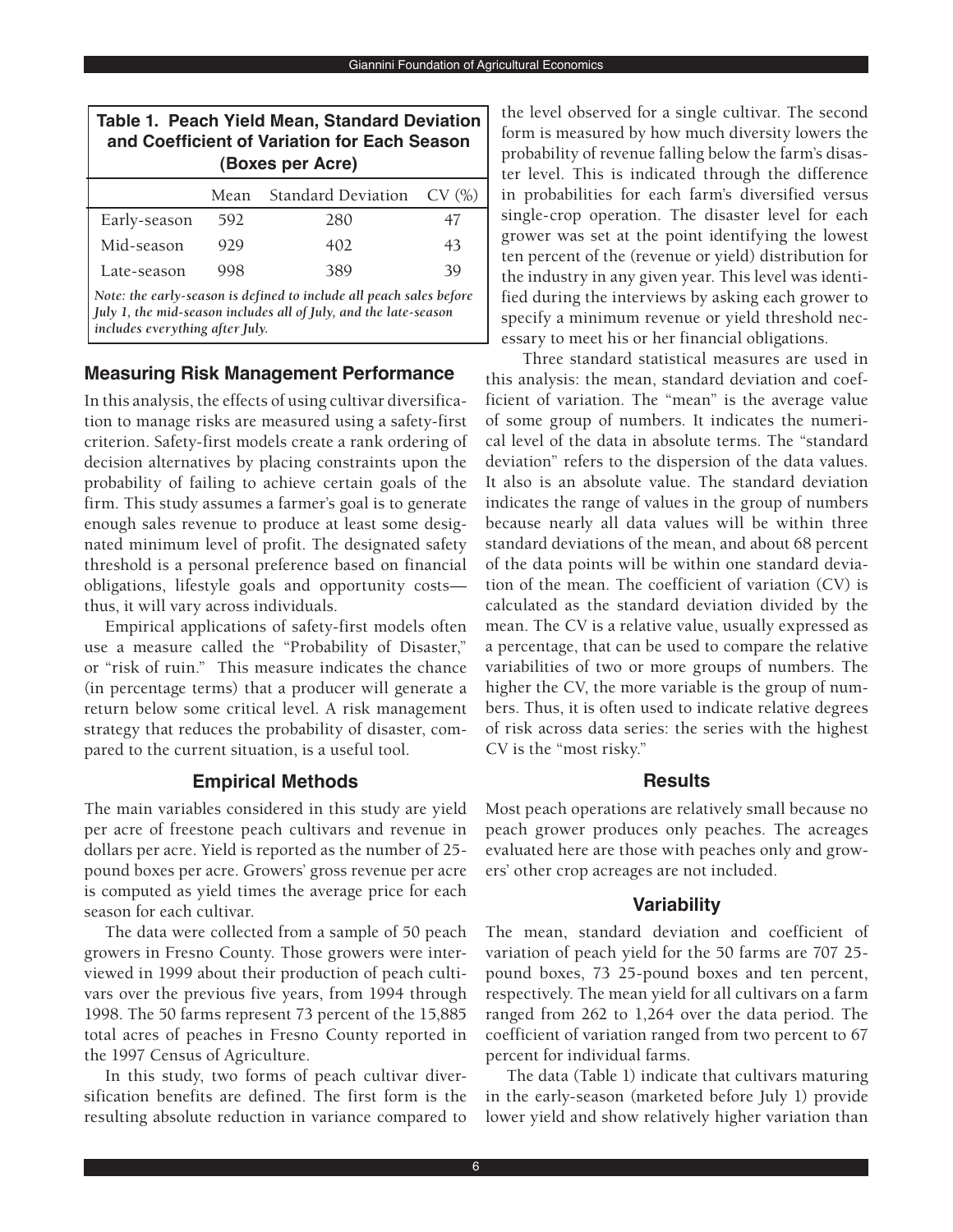**Table 1. Peach Yield Mean, Standard Deviation and Coefficient of Variation for Each Season (Boxes per Acre)**

| | Mean | Standard Deviation | CV (%) |
|---|---|---|---|
| Early-season | 592 | 280 | 47 |
| Mid-season | 929 | 402 | 43 |
| Late-season | 998 | 389 | 39 |

*Note: the early-season is defined to include all peach sales before July 1, the mid-season includes all of July, and the late-season includes everything after July.*

## Measuring Risk Management Performance

In this analysis, the effects of using cultivar diversification to manage risks are measured using a safety-first criterion. Safety-first models create a rank ordering of decision alternatives by placing constraints upon the probability of failing to achieve certain goals of the firm. This study assumes a farmer's goal is to generate enough sales revenue to produce at least some designated minimum level of profit. The designated safety threshold is a personal preference based on financial obligations, lifestyle goals and opportunity costs—thus, it will vary across individuals.

Empirical applications of safety-first models often use a measure called the "Probability of Disaster," or "risk of ruin." This measure indicates the chance (in percentage terms) that a producer will generate a return below some critical level. A risk management strategy that reduces the probability of disaster, compared to the current situation, is a useful tool.

### Empirical Methods

The main variables considered in this study are yield per acre of freestone peach cultivars and revenue in dollars per acre. Yield is reported as the number of 25-pound boxes per acre. Growers' gross revenue per acre is computed as yield times the average price for each season for each cultivar.

The data were collected from a sample of 50 peach growers in Fresno County. Those growers were interviewed in 1999 about their production of peach cultivars over the previous five years, from 1994 through 1998. The 50 farms represent 73 percent of the 15,885 total acres of peaches in Fresno County reported in the 1997 Census of Agriculture.

In this study, two forms of peach cultivar diversification benefits are defined. The first form is the resulting absolute reduction in variance compared to the level observed for a single cultivar. The second form is measured by how much diversity lowers the probability of revenue falling below the farm's disaster level. This is indicated through the difference in probabilities for each farm's diversified versus single-crop operation. The disaster level for each grower was set at the point identifying the lowest ten percent of the (revenue or yield) distribution for the industry in any given year. This level was identified during the interviews by asking each grower to specify a minimum revenue or yield threshold necessary to meet his or her financial obligations.

Three standard statistical measures are used in this analysis: the mean, standard deviation and coefficient of variation. The "mean" is the average value of some group of numbers. It indicates the numerical level of the data in absolute terms. The "standard deviation" refers to the dispersion of the data values. It also is an absolute value. The standard deviation indicates the range of values in the group of numbers because nearly all data values will be within three standard deviations of the mean, and about 68 percent of the data points will be within one standard deviation of the mean. The coefficient of variation (CV) is calculated as the standard deviation divided by the mean. The CV is a relative value, usually expressed as a percentage, that can be used to compare the relative variabilities of two or more groups of numbers. The higher the CV, the more variable is the group of numbers. Thus, it is often used to indicate relative degrees of risk across data series: the series with the highest CV is the "most risky."

### Results

Most peach operations are relatively small because no peach grower produces only peaches. The acreages evaluated here are those with peaches only and growers' other crop acreages are not included.

### Variability

The mean, standard deviation and coefficient of variation of peach yield for the 50 farms are 707 25-pound boxes, 73 25-pound boxes and ten percent, respectively. The mean yield for all cultivars on a farm ranged from 262 to 1,264 over the data period. The coefficient of variation ranged from two percent to 67 percent for individual farms.

The data (Table 1) indicate that cultivars maturing in the early-season (marketed before July 1) provide lower yield and show relatively higher variation than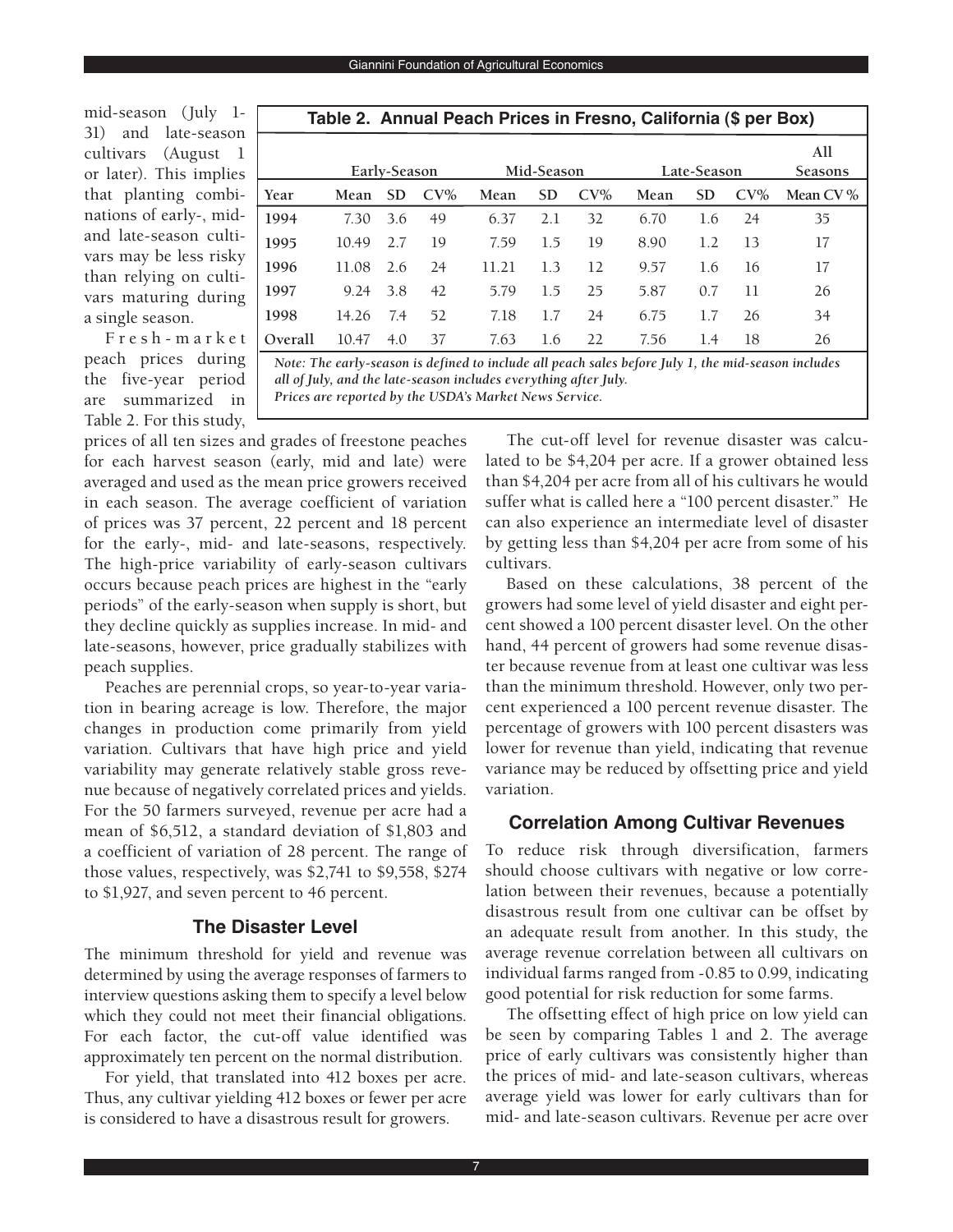mid-season (July 1-31) and late-season cultivars (August 1 or later). This implies that planting combinations of early-, mid- and late-season cultivars may be less risky than relying on cultivars maturing during a single season.

Fresh-market peach prices during the five-year period are summarized in Table 2. For this study, prices of all ten sizes and grades of freestone peaches for each harvest season (early, mid and late) were averaged and used as the mean price growers received in each season. The average coefficient of variation of prices was 37 percent, 22 percent and 18 percent for the early-, mid- and late-seasons, respectively. The high-price variability of early-season cultivars occurs because peach prices are highest in the "early periods" of the early-season when supply is short, but they decline quickly as supplies increase. In mid- and late-seasons, however, price gradually stabilizes with peach supplies.

**Table 2. Annual Peach Prices in Fresno, California ($ per Box)**

| | Early-Season | | | Mid-Season | | | Late-Season | | | All Seasons |
|---|---|---|---|---|---|---|---|---|---|---|
| Year | Mean | SD | CV% | Mean | SD | CV% | Mean | SD | CV% | Mean CV % |
| 1994 | 7.30 | 3.6 | 49 | 6.37 | 2.1 | 32 | 6.70 | 1.6 | 24 | 35 |
| 1995 | 10.49 | 2.7 | 19 | 7.59 | 1.5 | 19 | 8.90 | 1.2 | 13 | 17 |
| 1996 | 11.08 | 2.6 | 24 | 11.21 | 1.3 | 12 | 9.57 | 1.6 | 16 | 17 |
| 1997 | 9.24 | 3.8 | 42 | 5.79 | 1.5 | 25 | 5.87 | 0.7 | 11 | 26 |
| 1998 | 14.26 | 7.4 | 52 | 7.18 | 1.7 | 24 | 6.75 | 1.7 | 26 | 34 |
| Overall | 10.47 | 4.0 | 37 | 7.63 | 1.6 | 22 | 7.56 | 1.4 | 18 | 26 |

*Note: The early-season is defined to include all peach sales before July 1, the mid-season includes all of July, and the late-season includes everything after July.*
*Prices are reported by the USDA's Market News Service.*

Peaches are perennial crops, so year-to-year variation in bearing acreage is low. Therefore, the major changes in production come primarily from yield variation. Cultivars that have high price and yield variability may generate relatively stable gross revenue because of negatively correlated prices and yields. For the 50 farmers surveyed, revenue per acre had a mean of $6,512, a standard deviation of $1,803 and a coefficient of variation of 28 percent. The range of those values, respectively, was $2,741 to $9,558, $274 to $1,927, and seven percent to 46 percent.

## The Disaster Level

The minimum threshold for yield and revenue was determined by using the average responses of farmers to interview questions asking them to specify a level below which they could not meet their financial obligations. For each factor, the cut-off value identified was approximately ten percent on the normal distribution.

For yield, that translated into 412 boxes per acre. Thus, any cultivar yielding 412 boxes or fewer per acre is considered to have a disastrous result for growers.

The cut-off level for revenue disaster was calculated to be $4,204 per acre. If a grower obtained less than $4,204 per acre from all of his cultivars he would suffer what is called here a "100 percent disaster." He can also experience an intermediate level of disaster by getting less than $4,204 per acre from some of his cultivars.

Based on these calculations, 38 percent of the growers had some level of yield disaster and eight percent showed a 100 percent disaster level. On the other hand, 44 percent of growers had some revenue disaster because revenue from at least one cultivar was less than the minimum threshold. However, only two percent experienced a 100 percent revenue disaster. The percentage of growers with 100 percent disasters was lower for revenue than yield, indicating that revenue variance may be reduced by offsetting price and yield variation.

## Correlation Among Cultivar Revenues

To reduce risk through diversification, farmers should choose cultivars with negative or low correlation between their revenues, because a potentially disastrous result from one cultivar can be offset by an adequate result from another. In this study, the average revenue correlation between all cultivars on individual farms ranged from -0.85 to 0.99, indicating good potential for risk reduction for some farms.

The offsetting effect of high price on low yield can be seen by comparing Tables 1 and 2. The average price of early cultivars was consistently higher than the prices of mid- and late-season cultivars, whereas average yield was lower for early cultivars than for mid- and late-season cultivars. Revenue per acre over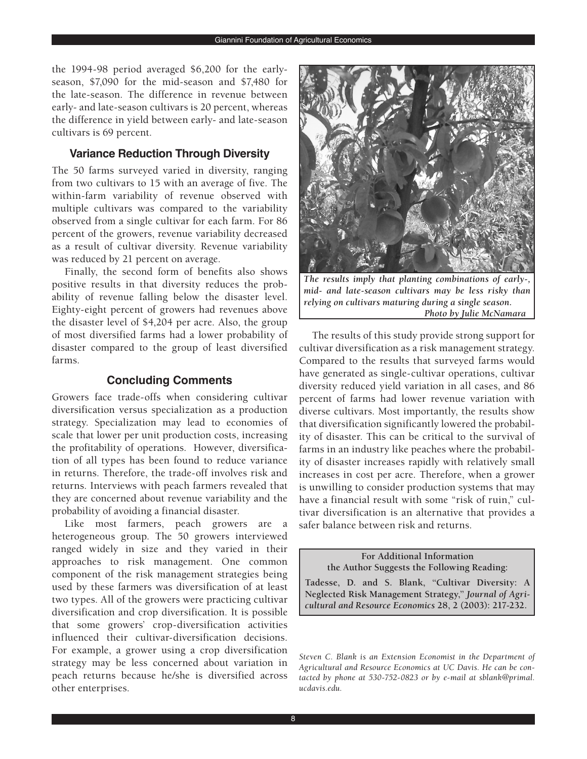the 1994-98 period averaged $6,200 for the early-season, $7,090 for the mid-season and $7,480 for the late-season. The difference in revenue between early- and late-season cultivars is 20 percent, whereas the difference in yield between early- and late-season cultivars is 69 percent.

### Variance Reduction Through Diversity

The 50 farms surveyed varied in diversity, ranging from two cultivars to 15 with an average of five. The within-farm variability of revenue observed with multiple cultivars was compared to the variability observed from a single cultivar for each farm. For 86 percent of the growers, revenue variability decreased as a result of cultivar diversity. Revenue variability was reduced by 21 percent on average.

Finally, the second form of benefits also shows positive results in that diversity reduces the probability of revenue falling below the disaster level. Eighty-eight percent of growers had revenues above the disaster level of $4,204 per acre. Also, the group of most diversified farms had a lower probability of disaster compared to the group of least diversified farms.

### Concluding Comments

Growers face trade-offs when considering cultivar diversification versus specialization as a production strategy. Specialization may lead to economies of scale that lower per unit production costs, increasing the profitability of operations. However, diversification of all types has been found to reduce variance in returns. Therefore, the trade-off involves risk and returns. Interviews with peach farmers revealed that they are concerned about revenue variability and the probability of avoiding a financial disaster.

Like most farmers, peach growers are a heterogeneous group. The 50 growers interviewed ranged widely in size and they varied in their approaches to risk management. One common component of the risk management strategies being used by these farmers was diversification of at least two types. All of the growers were practicing cultivar diversification and crop diversification. It is possible that some growers' crop-diversification activities influenced their cultivar-diversification decisions. For example, a grower using a crop diversification strategy may be less concerned about variation in peach returns because he/she is diversified across other enterprises.

*The results imply that planting combinations of early-, mid- and late-season cultivars may be less risky than relying on cultivars maturing during a single season.*
*Photo by Julie McNamara*

The results of this study provide strong support for cultivar diversification as a risk management strategy. Compared to the results that surveyed farms would have generated as single-cultivar operations, cultivar diversity reduced yield variation in all cases, and 86 percent of farms had lower revenue variation with diverse cultivars. Most importantly, the results show that diversification significantly lowered the probability of disaster. This can be critical to the survival of farms in an industry like peaches where the probability of disaster increases rapidly with relatively small increases in cost per acre. Therefore, when a grower is unwilling to consider production systems that may have a financial result with some "risk of ruin," cultivar diversification is an alternative that provides a safer balance between risk and returns.

**For Additional Information the Author Suggests the Following Reading:**

**Tadesse, D. and S. Blank, "Cultivar Diversity: A Neglected Risk Management Strategy," *Journal of Agricultural and Resource Economics* 28, 2 (2003): 217-232.**

*Steven C. Blank is an Extension Economist in the Department of Agricultural and Resource Economics at UC Davis. He can be contacted by phone at 530-752-0823 or by e-mail at sblank@primal.ucdavis.edu.*